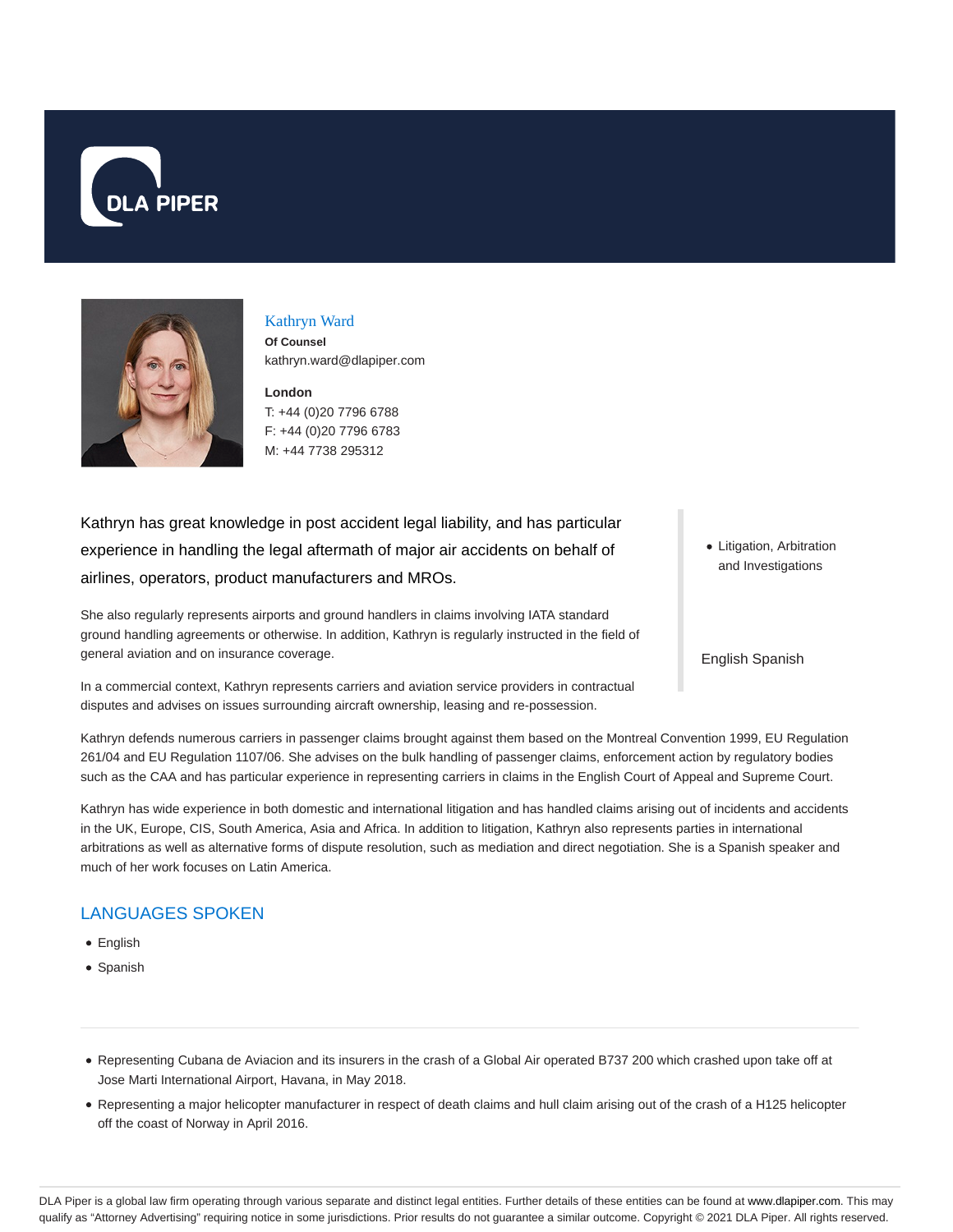# Kathryn Ward

**Of Counsel**
kathryn.ward@dlapiper.com

**London**
T: +44 (0)20 7796 6788
F: +44 (0)20 7796 6783
M: +44 7738 295312

Kathryn has great knowledge in post accident legal liability, and has particular experience in handling the legal aftermath of major air accidents on behalf of airlines, operators, product manufacturers and MROs.

- Litigation, Arbitration and Investigations

English Spanish

She also regularly represents airports and ground handlers in claims involving IATA standard ground handling agreements or otherwise. In addition, Kathryn is regularly instructed in the field of general aviation and on insurance coverage.

In a commercial context, Kathryn represents carriers and aviation service providers in contractual disputes and advises on issues surrounding aircraft ownership, leasing and re-possession.

Kathryn defends numerous carriers in passenger claims brought against them based on the Montreal Convention 1999, EU Regulation 261/04 and EU Regulation 1107/06. She advises on the bulk handling of passenger claims, enforcement action by regulatory bodies such as the CAA and has particular experience in representing carriers in claims in the English Court of Appeal and Supreme Court.

Kathryn has wide experience in both domestic and international litigation and has handled claims arising out of incidents and accidents in the UK, Europe, CIS, South America, Asia and Africa. In addition to litigation, Kathryn also represents parties in international arbitrations as well as alternative forms of dispute resolution, such as mediation and direct negotiation. She is a Spanish speaker and much of her work focuses on Latin America.

## LANGUAGES SPOKEN

- English
- Spanish

---

- Representing Cubana de Aviacion and its insurers in the crash of a Global Air operated B737 200 which crashed upon take off at Jose Marti International Airport, Havana, in May 2018.
- Representing a major helicopter manufacturer in respect of death claims and hull claim arising out of the crash of a H125 helicopter off the coast of Norway in April 2016.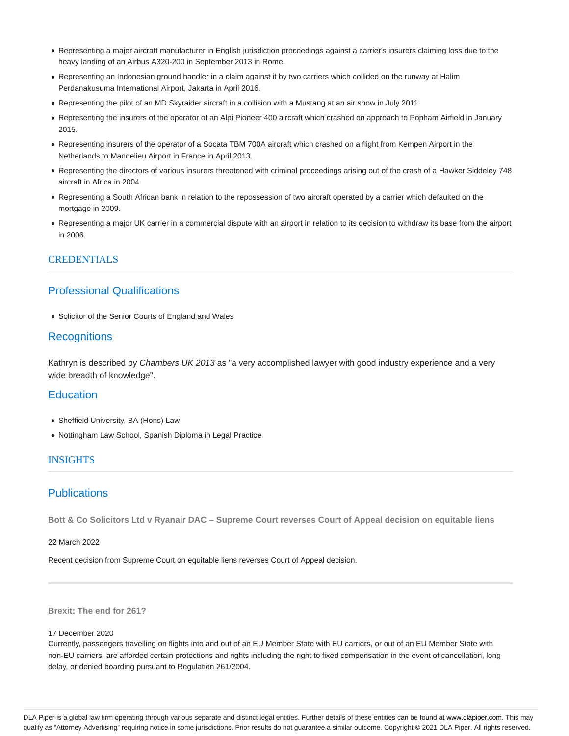- Representing a major aircraft manufacturer in English jurisdiction proceedings against a carrier's insurers claiming loss due to the heavy landing of an Airbus A320-200 in September 2013 in Rome.
- Representing an Indonesian ground handler in a claim against it by two carriers which collided on the runway at Halim Perdanakusuma International Airport, Jakarta in April 2016.
- Representing the pilot of an MD Skyraider aircraft in a collision with a Mustang at an air show in July 2011.
- Representing the insurers of the operator of an Alpi Pioneer 400 aircraft which crashed on approach to Popham Airfield in January 2015.
- Representing insurers of the operator of a Socata TBM 700A aircraft which crashed on a flight from Kempen Airport in the Netherlands to Mandelieu Airport in France in April 2013.
- Representing the directors of various insurers threatened with criminal proceedings arising out of the crash of a Hawker Siddeley 748 aircraft in Africa in 2004.
- Representing a South African bank in relation to the repossession of two aircraft operated by a carrier which defaulted on the mortgage in 2009.
- Representing a major UK carrier in a commercial dispute with an airport in relation to its decision to withdraw its base from the airport in 2006.

## CREDENTIALS

### Professional Qualifications

- Solicitor of the Senior Courts of England and Wales

### Recognitions

Kathryn is described by *Chambers UK 2013* as "a very accomplished lawyer with good industry experience and a very wide breadth of knowledge".

### Education

- Sheffield University, BA (Hons) Law
- Nottingham Law School, Spanish Diploma in Legal Practice

## INSIGHTS

### Publications

**Bott & Co Solicitors Ltd v Ryanair DAC – Supreme Court reverses Court of Appeal decision on equitable liens**

22 March 2022

Recent decision from Supreme Court on equitable liens reverses Court of Appeal decision.

---

**Brexit: The end for 261?**

17 December 2020

Currently, passengers travelling on flights into and out of an EU Member State with EU carriers, or out of an EU Member State with non-EU carriers, are afforded certain protections and rights including the right to fixed compensation in the event of cancellation, long delay, or denied boarding pursuant to Regulation 261/2004.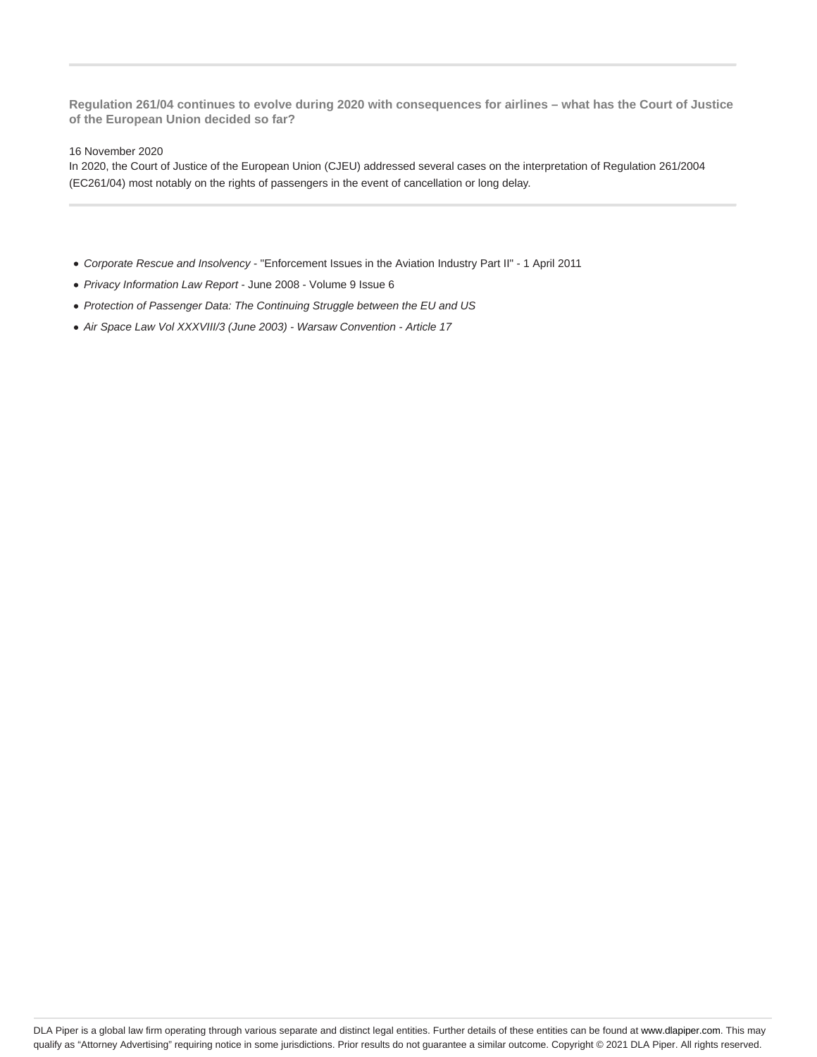**Regulation 261/04 continues to evolve during 2020 with consequences for airlines – what has the Court of Justice of the European Union decided so far?**

16 November 2020
In 2020, the Court of Justice of the European Union (CJEU) addressed several cases on the interpretation of Regulation 261/2004 (EC261/04) most notably on the rights of passengers in the event of cancellation or long delay.

- *Corporate Rescue and Insolvency* - "Enforcement Issues in the Aviation Industry Part II" - 1 April 2011
- *Privacy Information Law Report* - June 2008 - Volume 9 Issue 6
- *Protection of Passenger Data: The Continuing Struggle between the EU and US*
- *Air Space Law Vol XXXVIII/3 (June 2003) - Warsaw Convention - Article 17*

DLA Piper is a global law firm operating through various separate and distinct legal entities. Further details of these entities can be found at www.dlapiper.com. This may qualify as “Attorney Advertising” requiring notice in some jurisdictions. Prior results do not guarantee a similar outcome. Copyright © 2021 DLA Piper. All rights reserved.